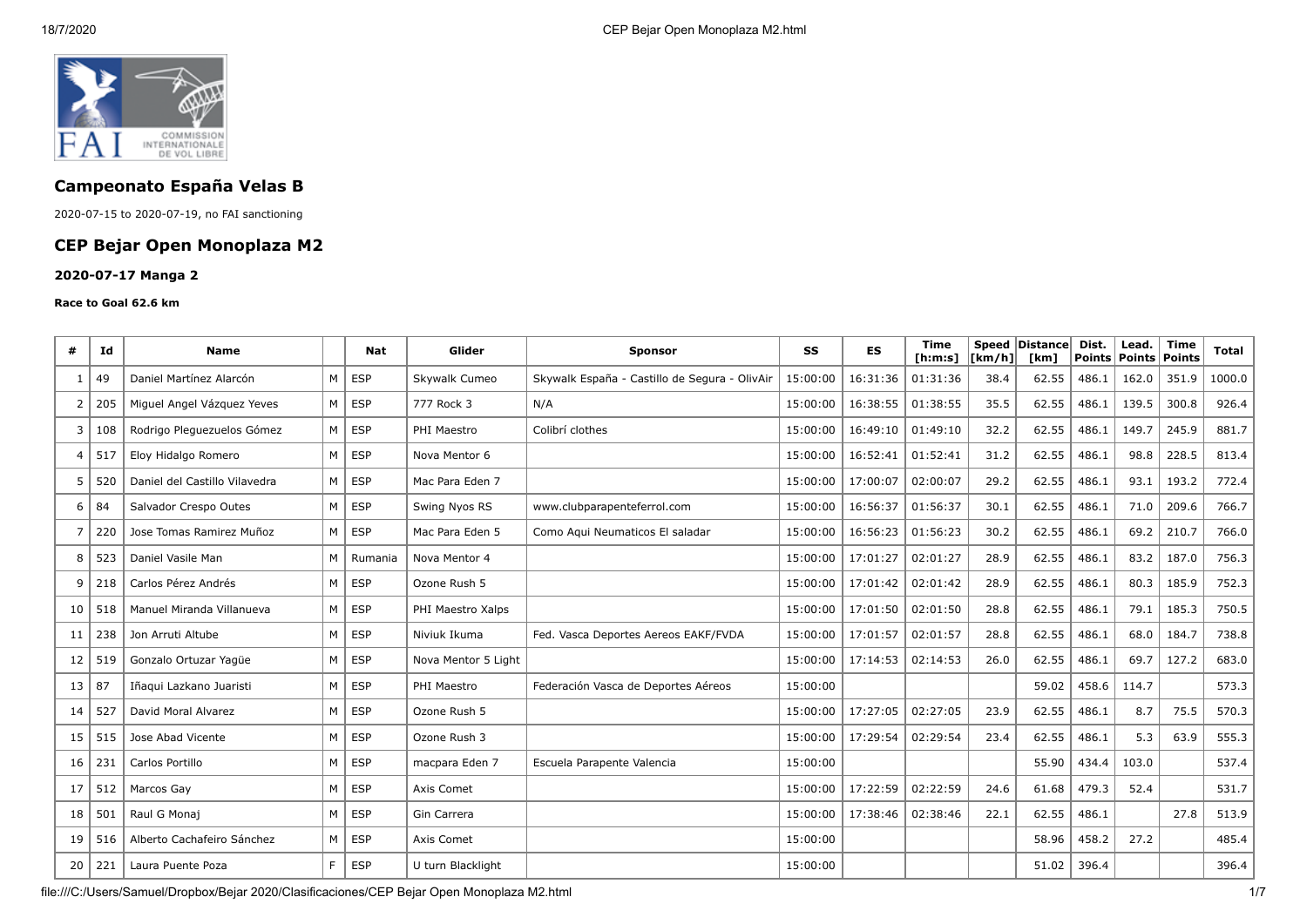## Campeonato España Velas B

2020-07-15 to 2020-07-19, no FAI sanctioning

## CEP Bejar Open Monoplaza M2

#### 2020-07-17 Manga 2

##### Race to Goal 62.6 km

| # | Id | Name | | Nat | Glider | Sponsor | SS | ES | Time [h:m:s] | Speed [km/h] | Distance [km] | Dist. Points | Lead. Points | Time Points | Total |
|---|---|---|---|---|---|---|---|---|---|---|---|---|---|---|---|
| 1 | 49 | Daniel Martínez Alarcón | M | ESP | Skywalk Cumeo | Skywalk España - Castillo de Segura - OlivAir | 15:00:00 | 16:31:36 | 01:31:36 | 38.4 | 62.55 | 486.1 | 162.0 | 351.9 | 1000.0 |
| 2 | 205 | Miguel Angel Vázquez Yeves | M | ESP | 777 Rock 3 | N/A | 15:00:00 | 16:38:55 | 01:38:55 | 35.5 | 62.55 | 486.1 | 139.5 | 300.8 | 926.4 |
| 3 | 108 | Rodrigo Pleguezuelos Gómez | M | ESP | PHI Maestro | Colibrí clothes | 15:00:00 | 16:49:10 | 01:49:10 | 32.2 | 62.55 | 486.1 | 149.7 | 245.9 | 881.7 |
| 4 | 517 | Eloy Hidalgo Romero | M | ESP | Nova Mentor 6 | | 15:00:00 | 16:52:41 | 01:52:41 | 31.2 | 62.55 | 486.1 | 98.8 | 228.5 | 813.4 |
| 5 | 520 | Daniel del Castillo Vilavedra | M | ESP | Mac Para Eden 7 | | 15:00:00 | 17:00:07 | 02:00:07 | 29.2 | 62.55 | 486.1 | 93.1 | 193.2 | 772.4 |
| 6 | 84 | Salvador Crespo Outes | M | ESP | Swing Nyos RS | www.clubparapenteferrol.com | 15:00:00 | 16:56:37 | 01:56:37 | 30.1 | 62.55 | 486.1 | 71.0 | 209.6 | 766.7 |
| 7 | 220 | Jose Tomas Ramirez Muñoz | M | ESP | Mac Para Eden 5 | Como Aqui Neumaticos El saladar | 15:00:00 | 16:56:23 | 01:56:23 | 30.2 | 62.55 | 486.1 | 69.2 | 210.7 | 766.0 |
| 8 | 523 | Daniel Vasile Man | M | Rumania | Nova Mentor 4 | | 15:00:00 | 17:01:27 | 02:01:27 | 28.9 | 62.55 | 486.1 | 83.2 | 187.0 | 756.3 |
| 9 | 218 | Carlos Pérez Andrés | M | ESP | Ozone Rush 5 | | 15:00:00 | 17:01:42 | 02:01:42 | 28.9 | 62.55 | 486.1 | 80.3 | 185.9 | 752.3 |
| 10 | 518 | Manuel Miranda Villanueva | M | ESP | PHI Maestro Xalps | | 15:00:00 | 17:01:50 | 02:01:50 | 28.8 | 62.55 | 486.1 | 79.1 | 185.3 | 750.5 |
| 11 | 238 | Jon Arruti Altube | M | ESP | Niviuk Ikuma | Fed. Vasca Deportes Aereos EAKF/FVDA | 15:00:00 | 17:01:57 | 02:01:57 | 28.8 | 62.55 | 486.1 | 68.0 | 184.7 | 738.8 |
| 12 | 519 | Gonzalo Ortuzar Yagüe | M | ESP | Nova Mentor 5 Light | | 15:00:00 | 17:14:53 | 02:14:53 | 26.0 | 62.55 | 486.1 | 69.7 | 127.2 | 683.0 |
| 13 | 87 | Iñaqui Lazkano Juaristi | M | ESP | PHI Maestro | Federación Vasca de Deportes Aéreos | 15:00:00 | | | | 59.02 | 458.6 | 114.7 | | 573.3 |
| 14 | 527 | David Moral Alvarez | M | ESP | Ozone Rush 5 | | 15:00:00 | 17:27:05 | 02:27:05 | 23.9 | 62.55 | 486.1 | 8.7 | 75.5 | 570.3 |
| 15 | 515 | Jose Abad Vicente | M | ESP | Ozone Rush 3 | | 15:00:00 | 17:29:54 | 02:29:54 | 23.4 | 62.55 | 486.1 | 5.3 | 63.9 | 555.3 |
| 16 | 231 | Carlos Portillo | M | ESP | macpara Eden 7 | Escuela Parapente Valencia | 15:00:00 | | | | 55.90 | 434.4 | 103.0 | | 537.4 |
| 17 | 512 | Marcos Gay | M | ESP | Axis Comet | | 15:00:00 | 17:22:59 | 02:22:59 | 24.6 | 61.68 | 479.3 | 52.4 | | 531.7 |
| 18 | 501 | Raul G Monaj | M | ESP | Gin Carrera | | 15:00:00 | 17:38:46 | 02:38:46 | 22.1 | 62.55 | 486.1 | | 27.8 | 513.9 |
| 19 | 516 | Alberto Cachafeiro Sánchez | M | ESP | Axis Comet | | 15:00:00 | | | | 58.96 | 458.2 | 27.2 | | 485.4 |
| 20 | 221 | Laura Puente Poza | F | ESP | U turn Blacklight | | 15:00:00 | | | | 51.02 | 396.4 | | | 396.4 |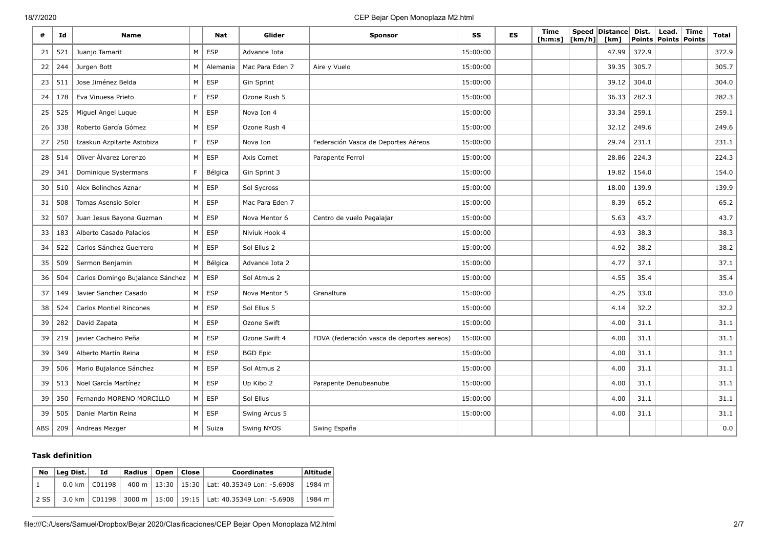| # | Id | Name | | Nat | Glider | Sponsor | SS | ES | Time [h:m:s] | Speed [km/h] | Distance [km] | Dist. Points | Lead. Points | Time Points | Total |
|---|---|---|---|---|---|---|---|---|---|---|---|---|---|---|---|
| 21 | 521 | Juanjo Tamarit | M | ESP | Advance Iota | | 15:00:00 | | | | 47.99 | 372.9 | | | 372.9 |
| 22 | 244 | Jurgen Bott | M | Alemania | Mac Para Eden 7 | Aire y Vuelo | 15:00:00 | | | | 39.35 | 305.7 | | | 305.7 |
| 23 | 511 | Jose Jiménez Belda | M | ESP | Gin Sprint | | 15:00:00 | | | | 39.12 | 304.0 | | | 304.0 |
| 24 | 178 | Eva Vinuesa Prieto | F | ESP | Ozone Rush 5 | | 15:00:00 | | | | 36.33 | 282.3 | | | 282.3 |
| 25 | 525 | Miguel Angel Luque | M | ESP | Nova Ion 4 | | 15:00:00 | | | | 33.34 | 259.1 | | | 259.1 |
| 26 | 338 | Roberto García Gómez | M | ESP | Ozone Rush 4 | | 15:00:00 | | | | 32.12 | 249.6 | | | 249.6 |
| 27 | 250 | Izaskun Azpitarte Astobiza | F | ESP | Nova Ion | Federación Vasca de Deportes Aéreos | 15:00:00 | | | | 29.74 | 231.1 | | | 231.1 |
| 28 | 514 | Oliver Álvarez Lorenzo | M | ESP | Axis Comet | Parapente Ferrol | 15:00:00 | | | | 28.86 | 224.3 | | | 224.3 |
| 29 | 341 | Dominique Systermans | F | Bélgica | Gin Sprint 3 | | 15:00:00 | | | | 19.82 | 154.0 | | | 154.0 |
| 30 | 510 | Alex Bolinches Aznar | M | ESP | Sol Sycross | | 15:00:00 | | | | 18.00 | 139.9 | | | 139.9 |
| 31 | 508 | Tomas Asensio Soler | M | ESP | Mac Para Eden 7 | | 15:00:00 | | | | 8.39 | 65.2 | | | 65.2 |
| 32 | 507 | Juan Jesus Bayona Guzman | M | ESP | Nova Mentor 6 | Centro de vuelo Pegalajar | 15:00:00 | | | | 5.63 | 43.7 | | | 43.7 |
| 33 | 183 | Alberto Casado Palacios | M | ESP | Niviuk Hook 4 | | 15:00:00 | | | | 4.93 | 38.3 | | | 38.3 |
| 34 | 522 | Carlos Sánchez Guerrero | M | ESP | Sol Ellus 2 | | 15:00:00 | | | | 4.92 | 38.2 | | | 38.2 |
| 35 | 509 | Sermon Benjamin | M | Bélgica | Advance Iota 2 | | 15:00:00 | | | | 4.77 | 37.1 | | | 37.1 |
| 36 | 504 | Carlos Domingo Bujalance Sánchez | M | ESP | Sol Atmus 2 | | 15:00:00 | | | | 4.55 | 35.4 | | | 35.4 |
| 37 | 149 | Javier Sanchez Casado | M | ESP | Nova Mentor 5 | Granaltura | 15:00:00 | | | | 4.25 | 33.0 | | | 33.0 |
| 38 | 524 | Carlos Montiel Rincones | M | ESP | Sol Ellus 5 | | 15:00:00 | | | | 4.14 | 32.2 | | | 32.2 |
| 39 | 282 | David Zapata | M | ESP | Ozone Swift | | 15:00:00 | | | | 4.00 | 31.1 | | | 31.1 |
| 39 | 219 | javier Cacheiro Peña | M | ESP | Ozone Swift 4 | FDVA (federación vasca de deportes aereos) | 15:00:00 | | | | 4.00 | 31.1 | | | 31.1 |
| 39 | 349 | Alberto Martín Reina | M | ESP | BGD Epic | | 15:00:00 | | | | 4.00 | 31.1 | | | 31.1 |
| 39 | 506 | Mario Bujalance Sánchez | M | ESP | Sol Atmus 2 | | 15:00:00 | | | | 4.00 | 31.1 | | | 31.1 |
| 39 | 513 | Noel García Martínez | M | ESP | Up Kibo 2 | Parapente Denubeanube | 15:00:00 | | | | 4.00 | 31.1 | | | 31.1 |
| 39 | 350 | Fernando MORENO MORCILLO | M | ESP | Sol Ellus | | 15:00:00 | | | | 4.00 | 31.1 | | | 31.1 |
| 39 | 505 | Daniel Martin Reina | M | ESP | Swing Arcus 5 | | 15:00:00 | | | | 4.00 | 31.1 | | | 31.1 |
| ABS | 209 | Andreas Mezger | M | Suiza | Swing NYOS | Swing España | | | | | | | | | 0.0 |

### Task definition

| No | Leg Dist. | Id | Radius | Open | Close | Coordinates | Altitude |
|---|---|---|---|---|---|---|---|
| 1 | 0.0 km | C01198 | 400 m | 13:30 | 15:30 | Lat: 40.35349 Lon: -5.6908 | 1984 m |
| 2 SS | 3.0 km | C01198 | 3000 m | 15:00 | 19:15 | Lat: 40.35349 Lon: -5.6908 | 1984 m |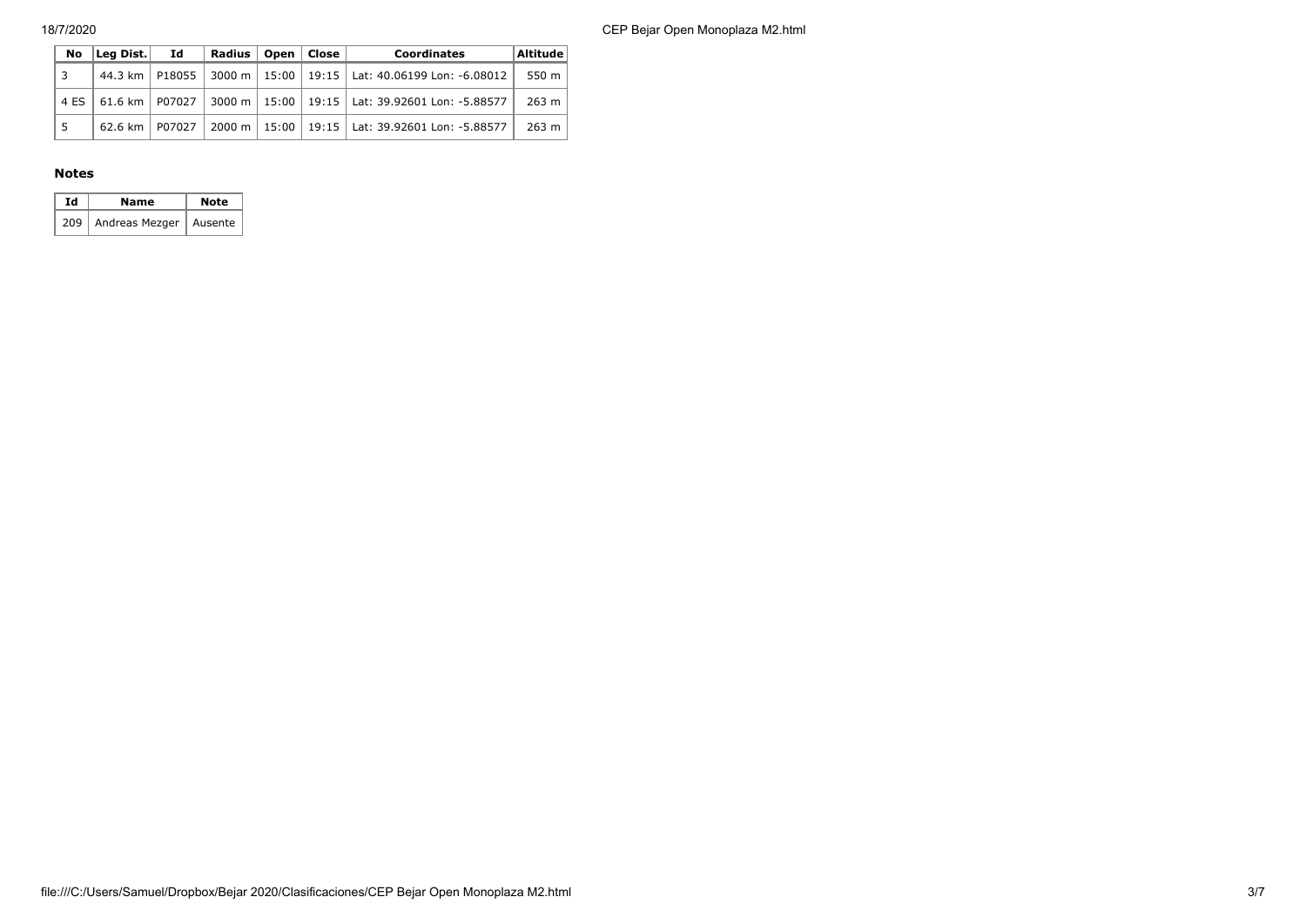| No | Leg Dist. | Id | Radius | Open | Close | Coordinates | Altitude |
|---|---|---|---|---|---|---|---|
| 3 | 44.3 km | P18055 | 3000 m | 15:00 | 19:15 | Lat: 40.06199 Lon: -6.08012 | 550 m |
| 4 ES | 61.6 km | P07027 | 3000 m | 15:00 | 19:15 | Lat: 39.92601 Lon: -5.88577 | 263 m |
| 5 | 62.6 km | P07027 | 2000 m | 15:00 | 19:15 | Lat: 39.92601 Lon: -5.88577 | 263 m |

**Notes**

| Id | Name | Note |
|---|---|---|
| 209 | Andreas Mezger | Ausente |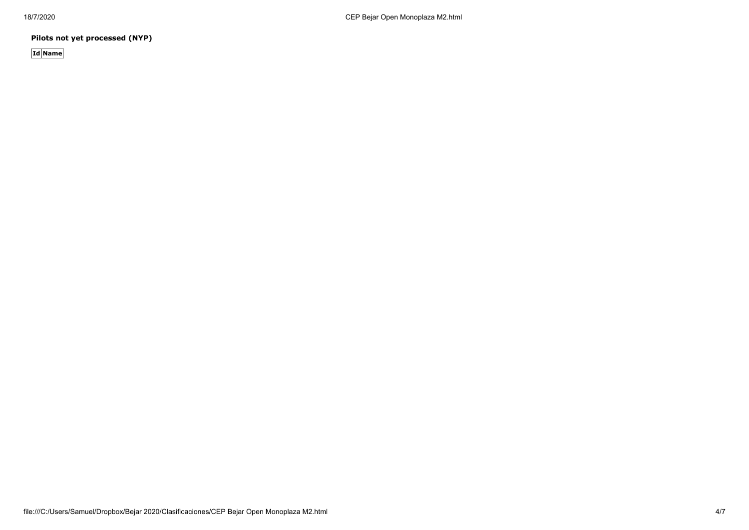**Pilots not yet processed (NYP)**

| Id | Name |
| --- | --- |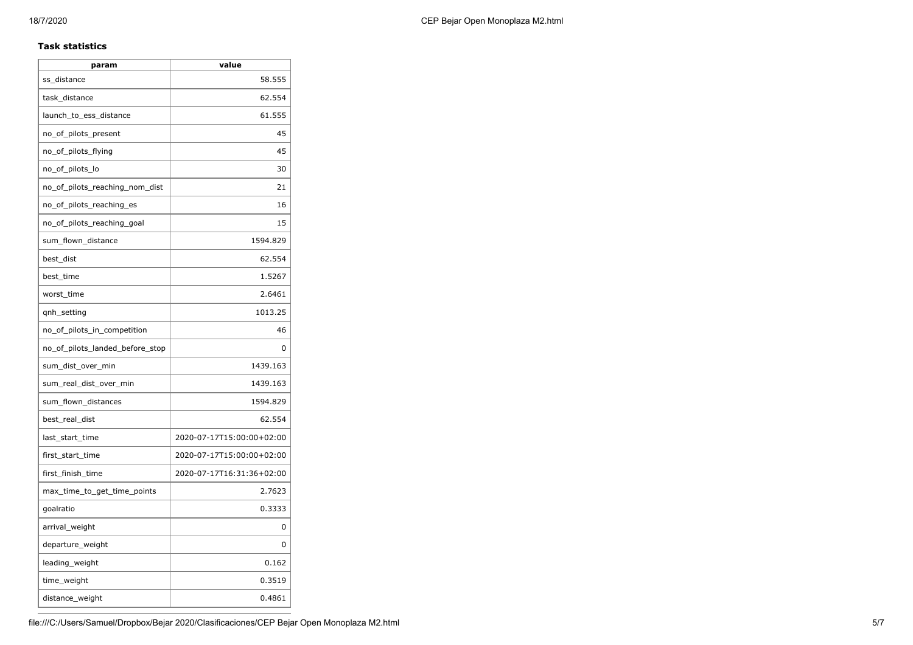**Task statistics**

| param | value |
| --- | --- |
| ss_distance | 58.555 |
| task_distance | 62.554 |
| launch_to_ess_distance | 61.555 |
| no_of_pilots_present | 45 |
| no_of_pilots_flying | 45 |
| no_of_pilots_lo | 30 |
| no_of_pilots_reaching_nom_dist | 21 |
| no_of_pilots_reaching_es | 16 |
| no_of_pilots_reaching_goal | 15 |
| sum_flown_distance | 1594.829 |
| best_dist | 62.554 |
| best_time | 1.5267 |
| worst_time | 2.6461 |
| qnh_setting | 1013.25 |
| no_of_pilots_in_competition | 46 |
| no_of_pilots_landed_before_stop | 0 |
| sum_dist_over_min | 1439.163 |
| sum_real_dist_over_min | 1439.163 |
| sum_flown_distances | 1594.829 |
| best_real_dist | 62.554 |
| last_start_time | 2020-07-17T15:00:00+02:00 |
| first_start_time | 2020-07-17T15:00:00+02:00 |
| first_finish_time | 2020-07-17T16:31:36+02:00 |
| max_time_to_get_time_points | 2.7623 |
| goalratio | 0.3333 |
| arrival_weight | 0 |
| departure_weight | 0 |
| leading_weight | 0.162 |
| time_weight | 0.3519 |
| distance_weight | 0.4861 |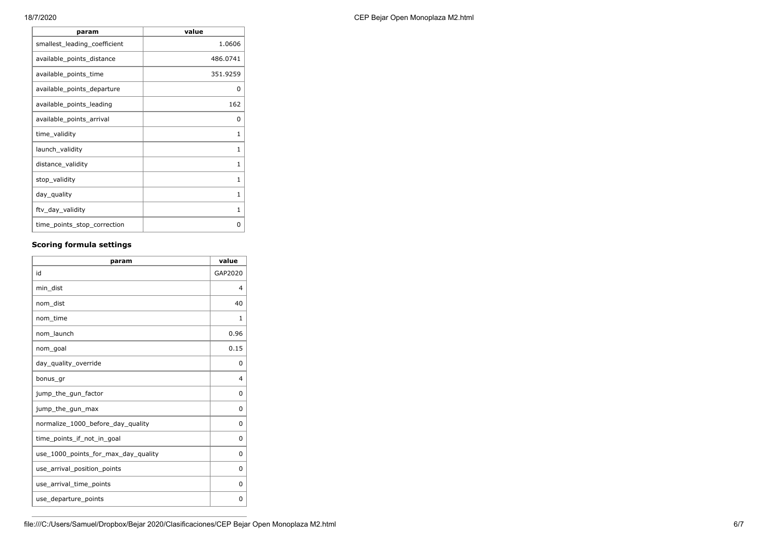| param | value |
| --- | --- |
| smallest_leading_coefficient | 1.0606 |
| available_points_distance | 486.0741 |
| available_points_time | 351.9259 |
| available_points_departure | 0 |
| available_points_leading | 162 |
| available_points_arrival | 0 |
| time_validity | 1 |
| launch_validity | 1 |
| distance_validity | 1 |
| stop_validity | 1 |
| day_quality | 1 |
| ftv_day_validity | 1 |
| time_points_stop_correction | 0 |

### Scoring formula settings

| param | value |
| --- | --- |
| id | GAP2020 |
| min_dist | 4 |
| nom_dist | 40 |
| nom_time | 1 |
| nom_launch | 0.96 |
| nom_goal | 0.15 |
| day_quality_override | 0 |
| bonus_gr | 4 |
| jump_the_gun_factor | 0 |
| jump_the_gun_max | 0 |
| normalize_1000_before_day_quality | 0 |
| time_points_if_not_in_goal | 0 |
| use_1000_points_for_max_day_quality | 0 |
| use_arrival_position_points | 0 |
| use_arrival_time_points | 0 |
| use_departure_points | 0 |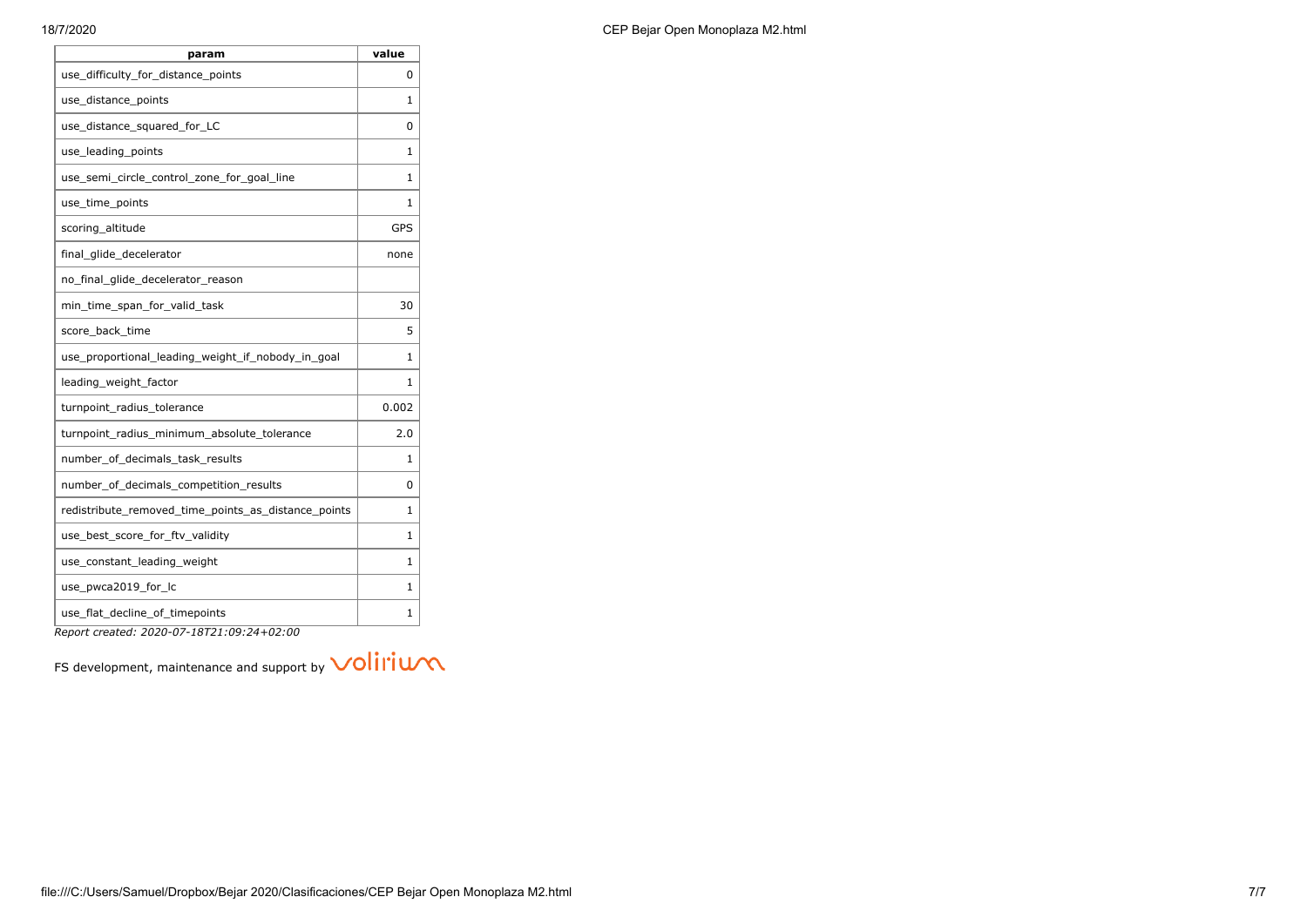| param | value |
| --- | --- |
| use_difficulty_for_distance_points | 0 |
| use_distance_points | 1 |
| use_distance_squared_for_LC | 0 |
| use_leading_points | 1 |
| use_semi_circle_control_zone_for_goal_line | 1 |
| use_time_points | 1 |
| scoring_altitude | GPS |
| final_glide_decelerator | none |
| no_final_glide_decelerator_reason | |
| min_time_span_for_valid_task | 30 |
| score_back_time | 5 |
| use_proportional_leading_weight_if_nobody_in_goal | 1 |
| leading_weight_factor | 1 |
| turnpoint_radius_tolerance | 0.002 |
| turnpoint_radius_minimum_absolute_tolerance | 2.0 |
| number_of_decimals_task_results | 1 |
| number_of_decimals_competition_results | 0 |
| redistribute_removed_time_points_as_distance_points | 1 |
| use_best_score_for_ftv_validity | 1 |
| use_constant_leading_weight | 1 |
| use_pwca2019_for_lc | 1 |
| use_flat_decline_of_timepoints | 1 |

*Report created: 2020-07-18T21:09:24+02:00*

FS development, maintenance and support by volirium